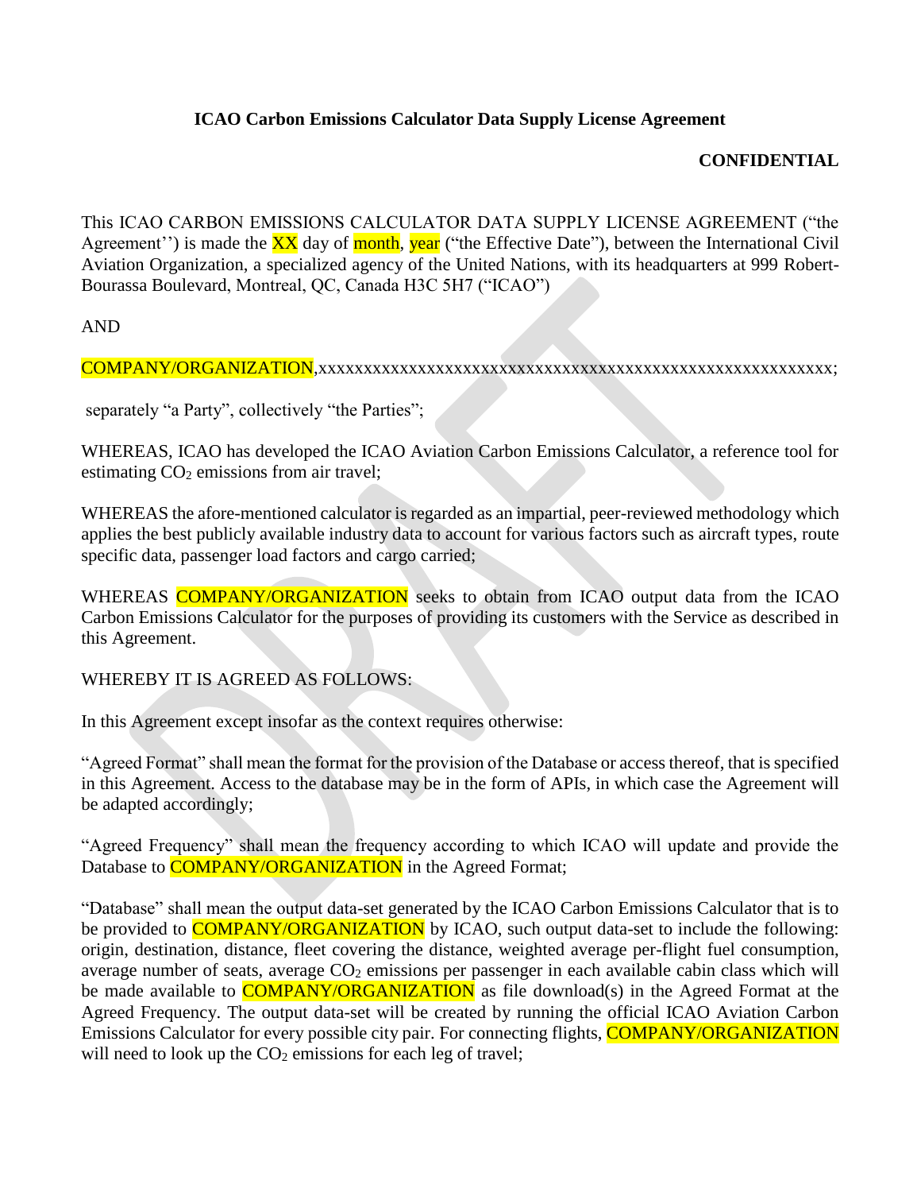**ICAO Carbon Emissions Calculator Data Supply License Agreement**

**CONFIDENTIAL**

This ICAO CARBON EMISSIONS CALCULATOR DATA SUPPLY LICENSE AGREEMENT ("the Agreement'') is made the XX day of month, year ("the Effective Date"), between the International Civil Aviation Organization, a specialized agency of the United Nations, with its headquarters at 999 Robert-Bourassa Boulevard, Montreal, QC, Canada H3C 5H7 ("ICAO")

AND

COMPANY/ORGANIZATION,xxxxxxxxxxxxxxxxxxxxxxxxxxxxxxxxxxxxxxxxxxxxxxxxxxxxxxxxxxxxxxx;

separately "a Party", collectively "the Parties";

WHEREAS, ICAO has developed the ICAO Aviation Carbon Emissions Calculator, a reference tool for estimating $CO_2$ emissions from air travel;

WHEREAS the afore-mentioned calculator is regarded as an impartial, peer-reviewed methodology which applies the best publicly available industry data to account for various factors such as aircraft types, route specific data, passenger load factors and cargo carried;

WHEREAS COMPANY/ORGANIZATION seeks to obtain from ICAO output data from the ICAO Carbon Emissions Calculator for the purposes of providing its customers with the Service as described in this Agreement.

WHEREBY IT IS AGREED AS FOLLOWS:

In this Agreement except insofar as the context requires otherwise:

"Agreed Format" shall mean the format for the provision of the Database or access thereof, that is specified in this Agreement. Access to the database may be in the form of APIs, in which case the Agreement will be adapted accordingly;

"Agreed Frequency" shall mean the frequency according to which ICAO will update and provide the Database to COMPANY/ORGANIZATION in the Agreed Format;

"Database" shall mean the output data-set generated by the ICAO Carbon Emissions Calculator that is to be provided to COMPANY/ORGANIZATION by ICAO, such output data-set to include the following: origin, destination, distance, fleet covering the distance, weighted average per-flight fuel consumption, average number of seats, average $CO_2$ emissions per passenger in each available cabin class which will be made available to COMPANY/ORGANIZATION as file download(s) in the Agreed Format at the Agreed Frequency. The output data-set will be created by running the official ICAO Aviation Carbon Emissions Calculator for every possible city pair. For connecting flights, COMPANY/ORGANIZATION will need to look up the $CO_2$ emissions for each leg of travel;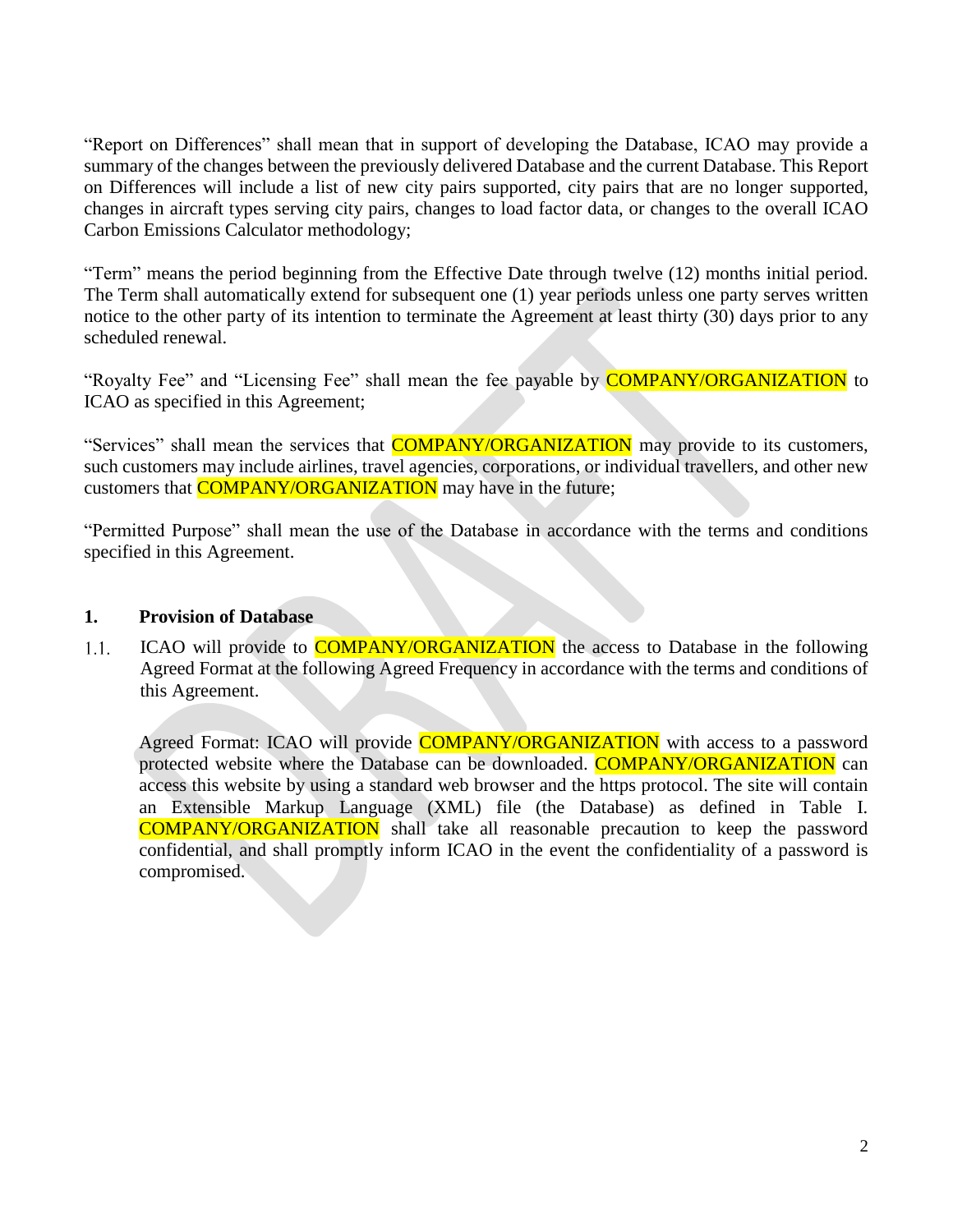"Report on Differences" shall mean that in support of developing the Database, ICAO may provide a summary of the changes between the previously delivered Database and the current Database. This Report on Differences will include a list of new city pairs supported, city pairs that are no longer supported, changes in aircraft types serving city pairs, changes to load factor data, or changes to the overall ICAO Carbon Emissions Calculator methodology;

"Term" means the period beginning from the Effective Date through twelve (12) months initial period. The Term shall automatically extend for subsequent one (1) year periods unless one party serves written notice to the other party of its intention to terminate the Agreement at least thirty (30) days prior to any scheduled renewal.

"Royalty Fee" and "Licensing Fee" shall mean the fee payable by COMPANY/ORGANIZATION to ICAO as specified in this Agreement;

"Services" shall mean the services that COMPANY/ORGANIZATION may provide to its customers, such customers may include airlines, travel agencies, corporations, or individual travellers, and other new customers that COMPANY/ORGANIZATION may have in the future;

"Permitted Purpose" shall mean the use of the Database in accordance with the terms and conditions specified in this Agreement.

## 1. Provision of Database

1.1. ICAO will provide to COMPANY/ORGANIZATION the access to Database in the following Agreed Format at the following Agreed Frequency in accordance with the terms and conditions of this Agreement.

Agreed Format: ICAO will provide COMPANY/ORGANIZATION with access to a password protected website where the Database can be downloaded. COMPANY/ORGANIZATION can access this website by using a standard web browser and the https protocol. The site will contain an Extensible Markup Language (XML) file (the Database) as defined in Table I. COMPANY/ORGANIZATION shall take all reasonable precaution to keep the password confidential, and shall promptly inform ICAO in the event the confidentiality of a password is compromised.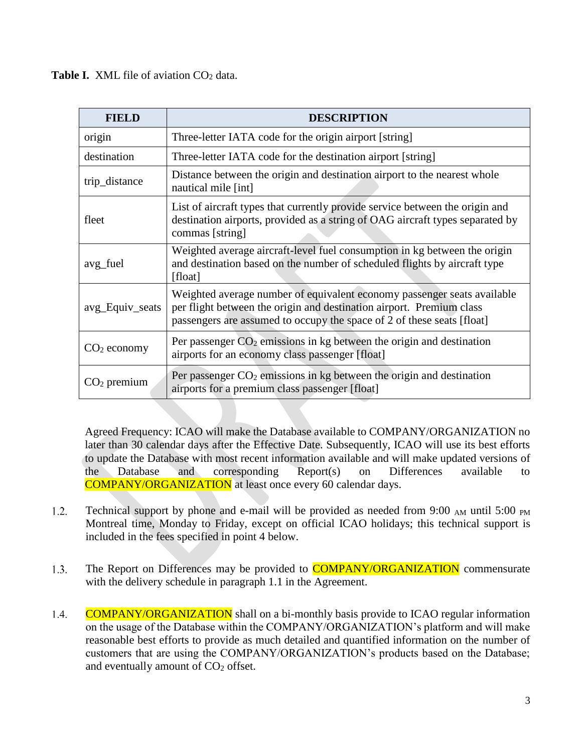**Table I.** XML file of aviation $CO_2$ data.

| FIELD | DESCRIPTION |
|---|---|
| origin | Three-letter IATA code for the origin airport [string] |
| destination | Three-letter IATA code for the destination airport [string] |
| trip_distance | Distance between the origin and destination airport to the nearest whole nautical mile [int] |
| fleet | List of aircraft types that currently provide service between the origin and destination airports, provided as a string of OAG aircraft types separated by commas [string] |
| avg_fuel | Weighted average aircraft-level fuel consumption in kg between the origin and destination based on the number of scheduled flights by aircraft type [float] |
| avg_Equiv_seats | Weighted average number of equivalent economy passenger seats available per flight between the origin and destination airport. Premium class passengers are assumed to occupy the space of 2 of these seats [float] |
| $CO_2$ economy | Per passenger $CO_2$ emissions in kg between the origin and destination airports for an economy class passenger [float] |
| $CO_2$ premium | Per passenger $CO_2$ emissions in kg between the origin and destination airports for a premium class passenger [float] |

Agreed Frequency: ICAO will make the Database available to COMPANY/ORGANIZATION no later than 30 calendar days after the Effective Date. Subsequently, ICAO will use its best efforts to update the Database with most recent information available and will make updated versions of the Database and corresponding Report(s) on Differences available to COMPANY/ORGANIZATION at least once every 60 calendar days.

1.2. Technical support by phone and e-mail will be provided as needed from 9:00 AM until 5:00 PM Montreal time, Monday to Friday, except on official ICAO holidays; this technical support is included in the fees specified in point 4 below.

1.3. The Report on Differences may be provided to COMPANY/ORGANIZATION commensurate with the delivery schedule in paragraph 1.1 in the Agreement.

1.4. COMPANY/ORGANIZATION shall on a bi-monthly basis provide to ICAO regular information on the usage of the Database within the COMPANY/ORGANIZATION's platform and will make reasonable best efforts to provide as much detailed and quantified information on the number of customers that are using the COMPANY/ORGANIZATION's products based on the Database; and eventually amount of $CO_2$ offset.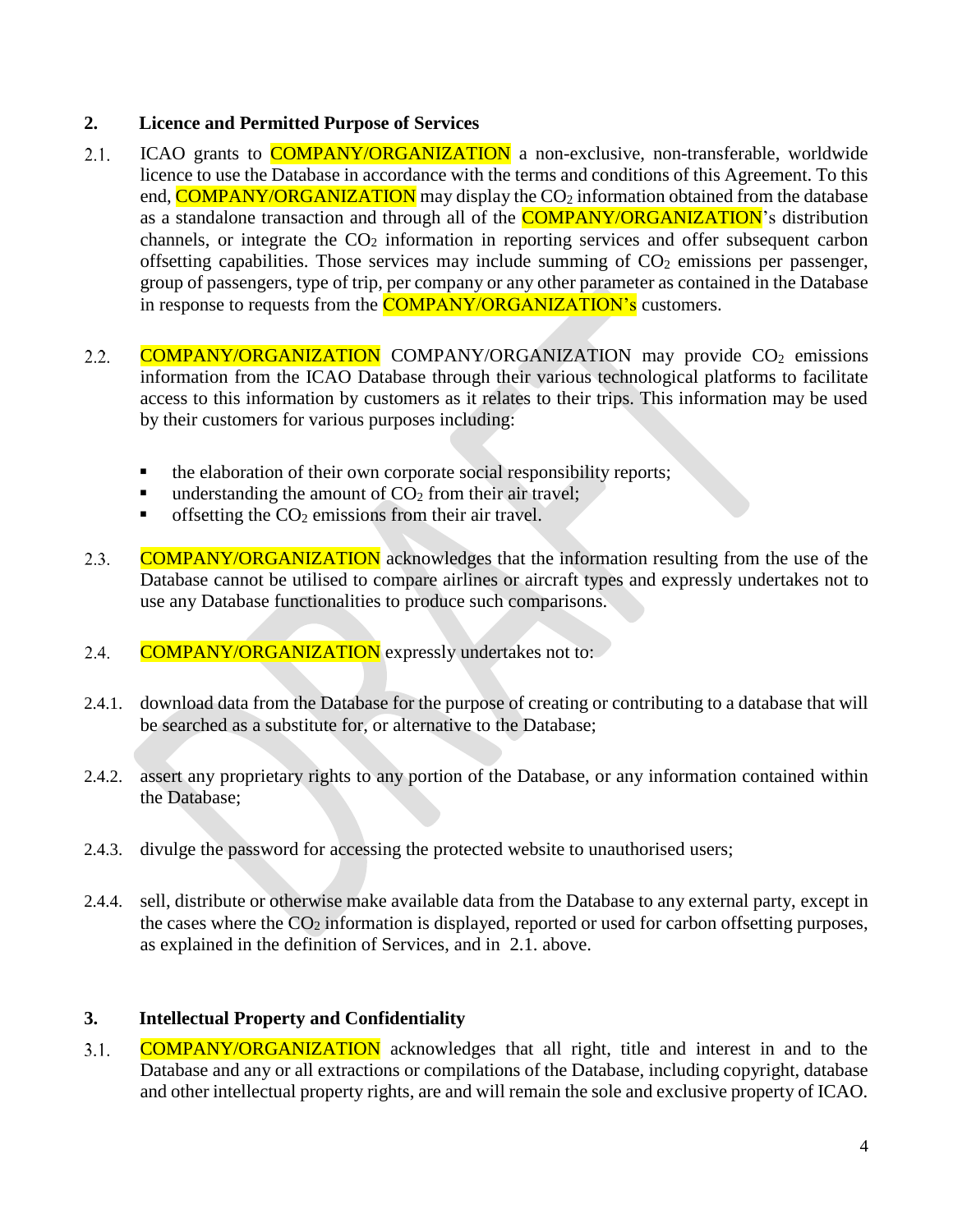## 2. Licence and Permitted Purpose of Services

2.1. ICAO grants to COMPANY/ORGANIZATION a non-exclusive, non-transferable, worldwide licence to use the Database in accordance with the terms and conditions of this Agreement. To this end, COMPANY/ORGANIZATION may display the $CO_2$ information obtained from the database as a standalone transaction and through all of the COMPANY/ORGANIZATION's distribution channels, or integrate the $CO_2$ information in reporting services and offer subsequent carbon offsetting capabilities. Those services may include summing of $CO_2$ emissions per passenger, group of passengers, type of trip, per company or any other parameter as contained in the Database in response to requests from the COMPANY/ORGANIZATION's customers.

2.2. COMPANY/ORGANIZATION COMPANY/ORGANIZATION may provide $CO_2$ emissions information from the ICAO Database through their various technological platforms to facilitate access to this information by customers as it relates to their trips. This information may be used by their customers for various purposes including:

- the elaboration of their own corporate social responsibility reports;
- understanding the amount of $CO_2$ from their air travel;
- offsetting the $CO_2$ emissions from their air travel.

2.3. COMPANY/ORGANIZATION acknowledges that the information resulting from the use of the Database cannot be utilised to compare airlines or aircraft types and expressly undertakes not to use any Database functionalities to produce such comparisons.

2.4. COMPANY/ORGANIZATION expressly undertakes not to:

2.4.1. download data from the Database for the purpose of creating or contributing to a database that will be searched as a substitute for, or alternative to the Database;

2.4.2. assert any proprietary rights to any portion of the Database, or any information contained within the Database;

2.4.3. divulge the password for accessing the protected website to unauthorised users;

2.4.4. sell, distribute or otherwise make available data from the Database to any external party, except in the cases where the $CO_2$ information is displayed, reported or used for carbon offsetting purposes, as explained in the definition of Services, and in 2.1. above.

## 3. Intellectual Property and Confidentiality

3.1. COMPANY/ORGANIZATION acknowledges that all right, title and interest in and to the Database and any or all extractions or compilations of the Database, including copyright, database and other intellectual property rights, are and will remain the sole and exclusive property of ICAO.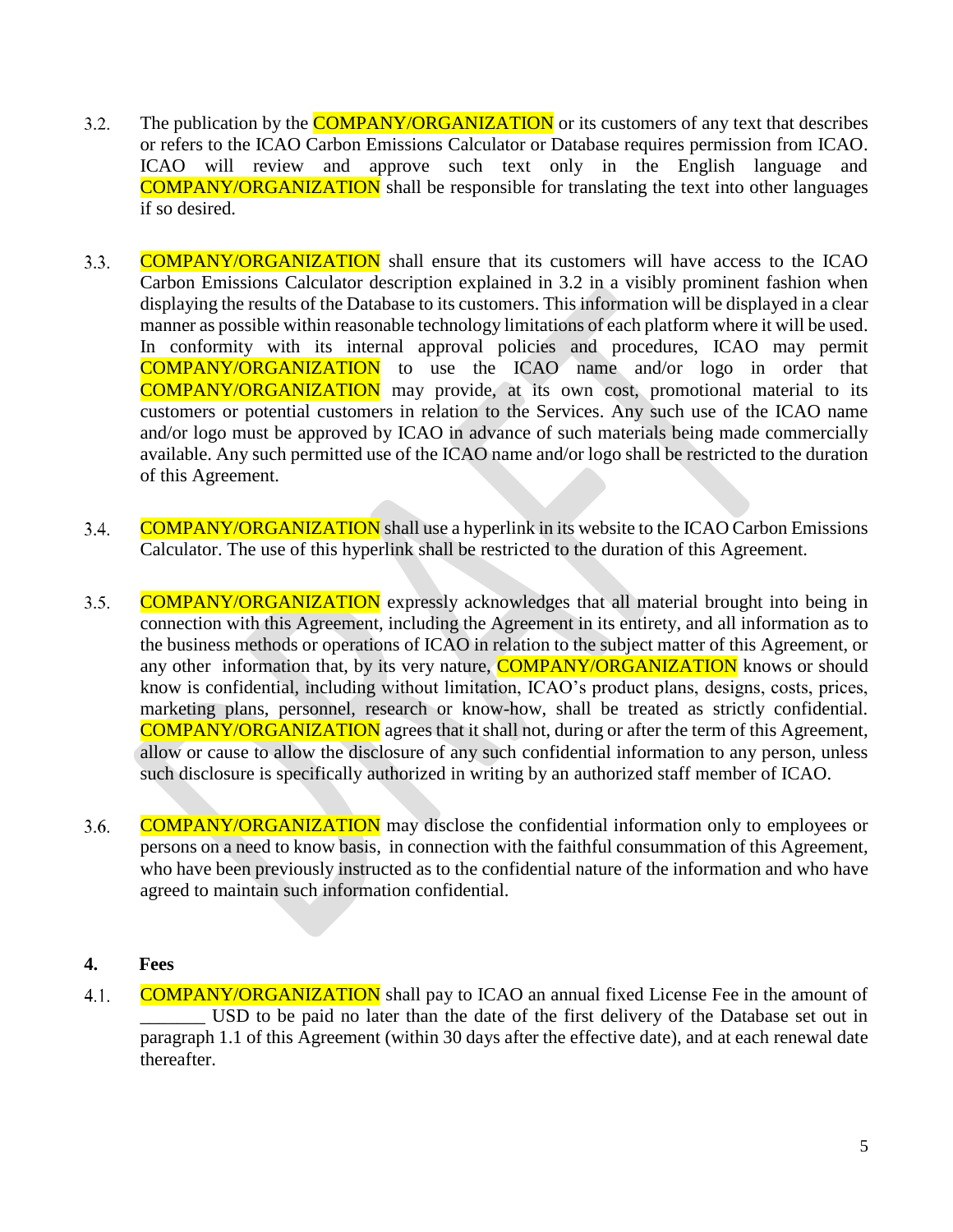3.2. The publication by the COMPANY/ORGANIZATION or its customers of any text that describes or refers to the ICAO Carbon Emissions Calculator or Database requires permission from ICAO. ICAO will review and approve such text only in the English language and COMPANY/ORGANIZATION shall be responsible for translating the text into other languages if so desired.

3.3. COMPANY/ORGANIZATION shall ensure that its customers will have access to the ICAO Carbon Emissions Calculator description explained in 3.2 in a visibly prominent fashion when displaying the results of the Database to its customers. This information will be displayed in a clear manner as possible within reasonable technology limitations of each platform where it will be used. In conformity with its internal approval policies and procedures, ICAO may permit COMPANY/ORGANIZATION to use the ICAO name and/or logo in order that COMPANY/ORGANIZATION may provide, at its own cost, promotional material to its customers or potential customers in relation to the Services. Any such use of the ICAO name and/or logo must be approved by ICAO in advance of such materials being made commercially available. Any such permitted use of the ICAO name and/or logo shall be restricted to the duration of this Agreement.

3.4. COMPANY/ORGANIZATION shall use a hyperlink in its website to the ICAO Carbon Emissions Calculator. The use of this hyperlink shall be restricted to the duration of this Agreement.

3.5. COMPANY/ORGANIZATION expressly acknowledges that all material brought into being in connection with this Agreement, including the Agreement in its entirety, and all information as to the business methods or operations of ICAO in relation to the subject matter of this Agreement, or any other information that, by its very nature, COMPANY/ORGANIZATION knows or should know is confidential, including without limitation, ICAO's product plans, designs, costs, prices, marketing plans, personnel, research or know-how, shall be treated as strictly confidential. COMPANY/ORGANIZATION agrees that it shall not, during or after the term of this Agreement, allow or cause to allow the disclosure of any such confidential information to any person, unless such disclosure is specifically authorized in writing by an authorized staff member of ICAO.

3.6. COMPANY/ORGANIZATION may disclose the confidential information only to employees or persons on a need to know basis, in connection with the faithful consummation of this Agreement, who have been previously instructed as to the confidential nature of the information and who have agreed to maintain such information confidential.

## 4. Fees

4.1. COMPANY/ORGANIZATION shall pay to ICAO an annual fixed License Fee in the amount of _______ USD to be paid no later than the date of the first delivery of the Database set out in paragraph 1.1 of this Agreement (within 30 days after the effective date), and at each renewal date thereafter.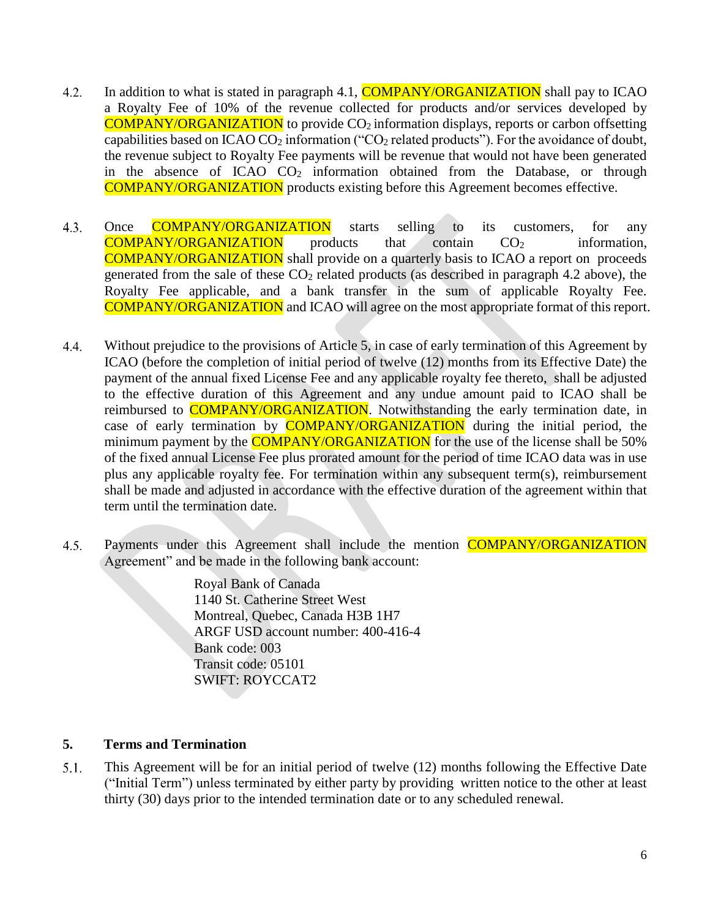4.2. In addition to what is stated in paragraph 4.1, COMPANY/ORGANIZATION shall pay to ICAO a Royalty Fee of 10% of the revenue collected for products and/or services developed by COMPANY/ORGANIZATION to provide $CO_2$ information displays, reports or carbon offsetting capabilities based on ICAO $CO_2$ information ("$CO_2$ related products"). For the avoidance of doubt, the revenue subject to Royalty Fee payments will be revenue that would not have been generated in the absence of ICAO $CO_2$ information obtained from the Database, or through COMPANY/ORGANIZATION products existing before this Agreement becomes effective.

4.3. Once COMPANY/ORGANIZATION starts selling to its customers, for any COMPANY/ORGANIZATION products that contain $CO_2$ information, COMPANY/ORGANIZATION shall provide on a quarterly basis to ICAO a report on proceeds generated from the sale of these $CO_2$ related products (as described in paragraph 4.2 above), the Royalty Fee applicable, and a bank transfer in the sum of applicable Royalty Fee. COMPANY/ORGANIZATION and ICAO will agree on the most appropriate format of this report.

4.4. Without prejudice to the provisions of Article 5, in case of early termination of this Agreement by ICAO (before the completion of initial period of twelve (12) months from its Effective Date) the payment of the annual fixed License Fee and any applicable royalty fee thereto, shall be adjusted to the effective duration of this Agreement and any undue amount paid to ICAO shall be reimbursed to COMPANY/ORGANIZATION. Notwithstanding the early termination date, in case of early termination by COMPANY/ORGANIZATION during the initial period, the minimum payment by the COMPANY/ORGANIZATION for the use of the license shall be 50% of the fixed annual License Fee plus prorated amount for the period of time ICAO data was in use plus any applicable royalty fee. For termination within any subsequent term(s), reimbursement shall be made and adjusted in accordance with the effective duration of the agreement within that term until the termination date.

4.5. Payments under this Agreement shall include the mention COMPANY/ORGANIZATION Agreement" and be made in the following bank account:

Royal Bank of Canada
1140 St. Catherine Street West
Montreal, Quebec, Canada H3B 1H7
ARGF USD account number: 400-416-4
Bank code: 003
Transit code: 05101
SWIFT: ROYCCAT2

## 5. Terms and Termination

5.1. This Agreement will be for an initial period of twelve (12) months following the Effective Date ("Initial Term") unless terminated by either party by providing written notice to the other at least thirty (30) days prior to the intended termination date or to any scheduled renewal.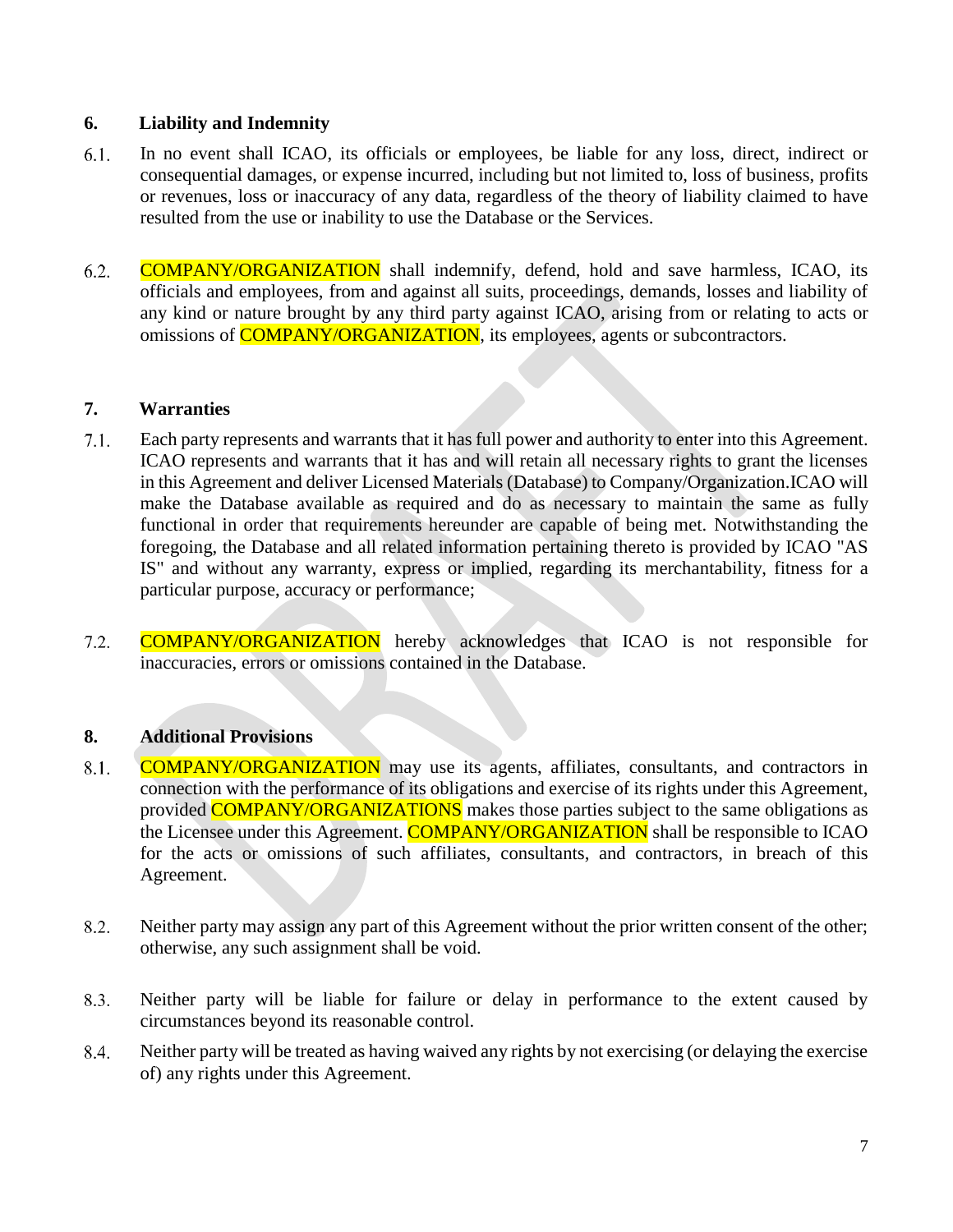## 6. Liability and Indemnity

6.1. In no event shall ICAO, its officials or employees, be liable for any loss, direct, indirect or consequential damages, or expense incurred, including but not limited to, loss of business, profits or revenues, loss or inaccuracy of any data, regardless of the theory of liability claimed to have resulted from the use or inability to use the Database or the Services.

6.2. COMPANY/ORGANIZATION shall indemnify, defend, hold and save harmless, ICAO, its officials and employees, from and against all suits, proceedings, demands, losses and liability of any kind or nature brought by any third party against ICAO, arising from or relating to acts or omissions of COMPANY/ORGANIZATION, its employees, agents or subcontractors.

## 7. Warranties

7.1. Each party represents and warrants that it has full power and authority to enter into this Agreement. ICAO represents and warrants that it has and will retain all necessary rights to grant the licenses in this Agreement and deliver Licensed Materials (Database) to Company/Organization.ICAO will make the Database available as required and do as necessary to maintain the same as fully functional in order that requirements hereunder are capable of being met. Notwithstanding the foregoing, the Database and all related information pertaining thereto is provided by ICAO "AS IS" and without any warranty, express or implied, regarding its merchantability, fitness for a particular purpose, accuracy or performance;

7.2. COMPANY/ORGANIZATION hereby acknowledges that ICAO is not responsible for inaccuracies, errors or omissions contained in the Database.

## 8. Additional Provisions

8.1. COMPANY/ORGANIZATION may use its agents, affiliates, consultants, and contractors in connection with the performance of its obligations and exercise of its rights under this Agreement, provided COMPANY/ORGANIZATIONS makes those parties subject to the same obligations as the Licensee under this Agreement. COMPANY/ORGANIZATION shall be responsible to ICAO for the acts or omissions of such affiliates, consultants, and contractors, in breach of this Agreement.

8.2. Neither party may assign any part of this Agreement without the prior written consent of the other; otherwise, any such assignment shall be void.

8.3. Neither party will be liable for failure or delay in performance to the extent caused by circumstances beyond its reasonable control.

8.4. Neither party will be treated as having waived any rights by not exercising (or delaying the exercise of) any rights under this Agreement.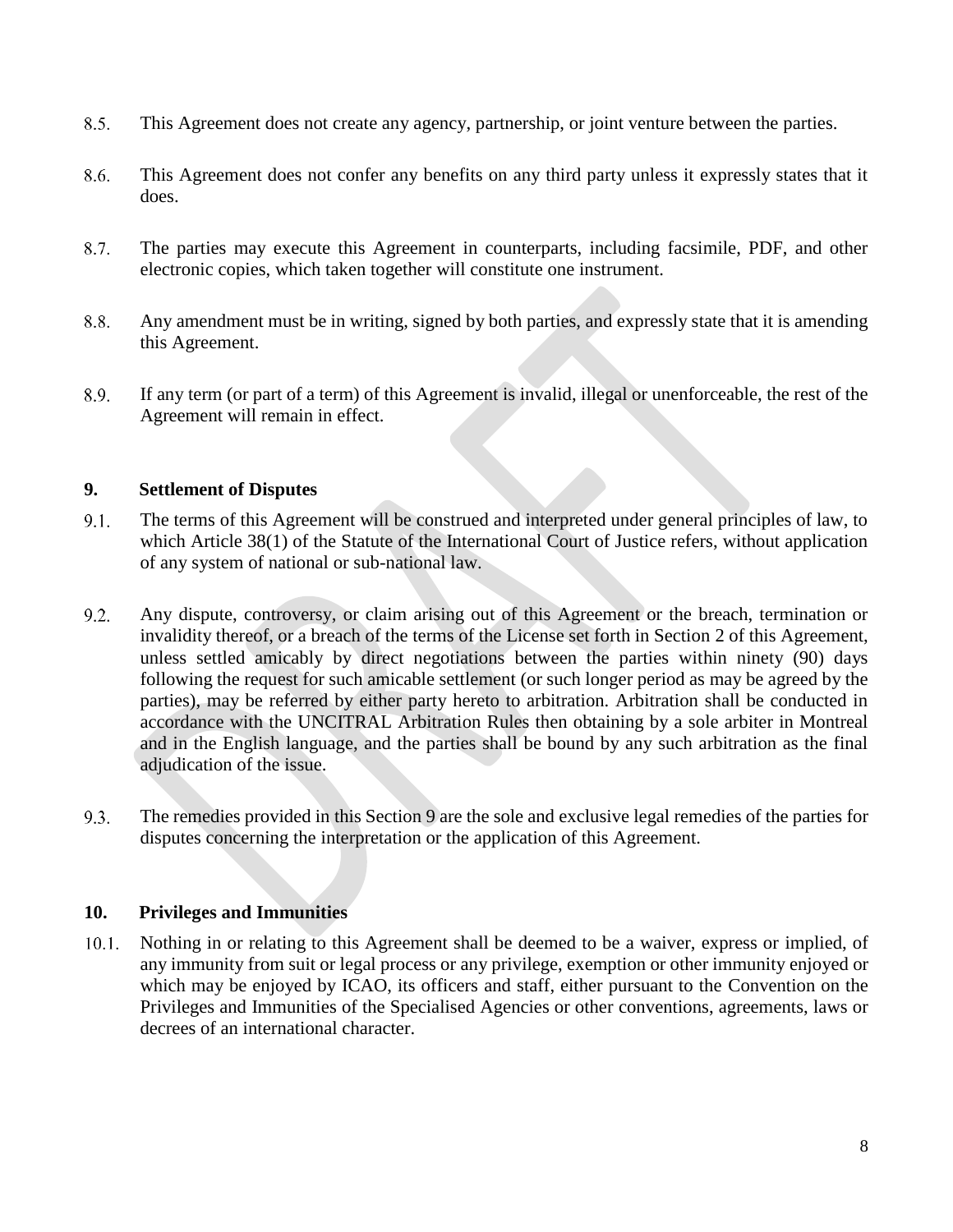8.5. This Agreement does not create any agency, partnership, or joint venture between the parties.

8.6. This Agreement does not confer any benefits on any third party unless it expressly states that it does.

8.7. The parties may execute this Agreement in counterparts, including facsimile, PDF, and other electronic copies, which taken together will constitute one instrument.

8.8. Any amendment must be in writing, signed by both parties, and expressly state that it is amending this Agreement.

8.9. If any term (or part of a term) of this Agreement is invalid, illegal or unenforceable, the rest of the Agreement will remain in effect.

## 9. Settlement of Disputes

9.1. The terms of this Agreement will be construed and interpreted under general principles of law, to which Article 38(1) of the Statute of the International Court of Justice refers, without application of any system of national or sub-national law.

9.2. Any dispute, controversy, or claim arising out of this Agreement or the breach, termination or invalidity thereof, or a breach of the terms of the License set forth in Section 2 of this Agreement, unless settled amicably by direct negotiations between the parties within ninety (90) days following the request for such amicable settlement (or such longer period as may be agreed by the parties), may be referred by either party hereto to arbitration. Arbitration shall be conducted in accordance with the UNCITRAL Arbitration Rules then obtaining by a sole arbiter in Montreal and in the English language, and the parties shall be bound by any such arbitration as the final adjudication of the issue.

9.3. The remedies provided in this Section 9 are the sole and exclusive legal remedies of the parties for disputes concerning the interpretation or the application of this Agreement.

## 10. Privileges and Immunities

10.1. Nothing in or relating to this Agreement shall be deemed to be a waiver, express or implied, of any immunity from suit or legal process or any privilege, exemption or other immunity enjoyed or which may be enjoyed by ICAO, its officers and staff, either pursuant to the Convention on the Privileges and Immunities of the Specialised Agencies or other conventions, agreements, laws or decrees of an international character.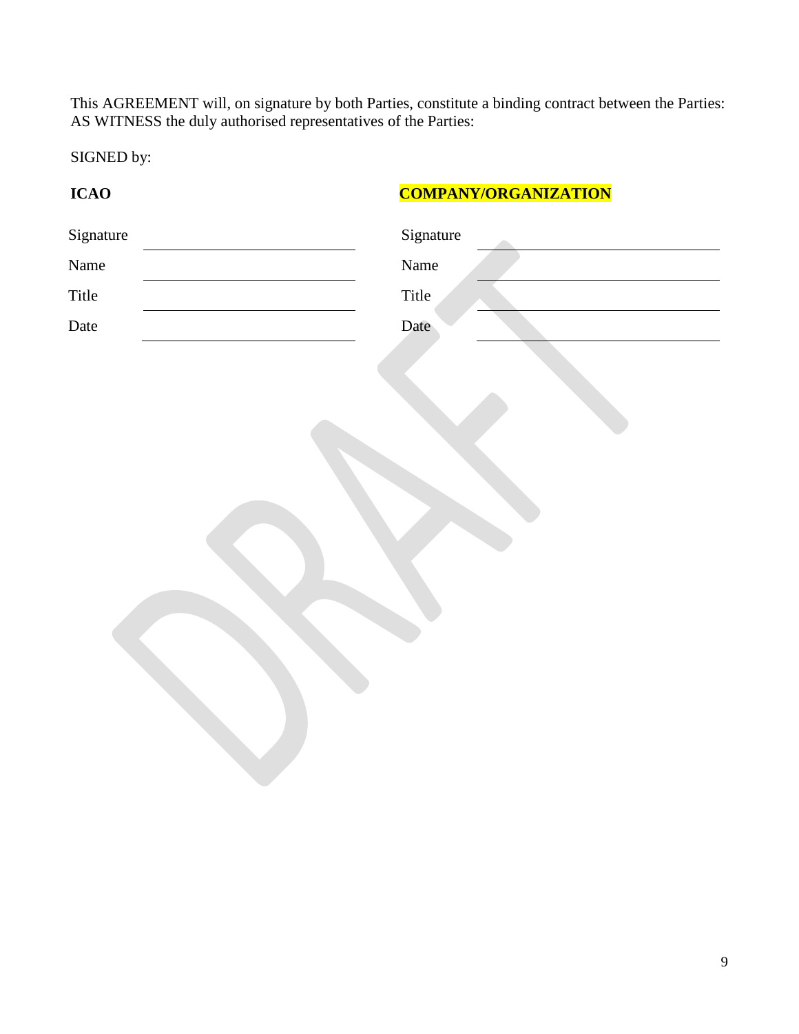This AGREEMENT will, on signature by both Parties, constitute a binding contract between the Parties:
AS WITNESS the duly authorised representatives of the Parties:

SIGNED by:

| **ICAO** | | **COMPANY/ORGANIZATION** | |
|---|---|---|---|
| Signature | | Signature | |
| Name | | Name | |
| Title | | Title | |
| Date | | Date | |